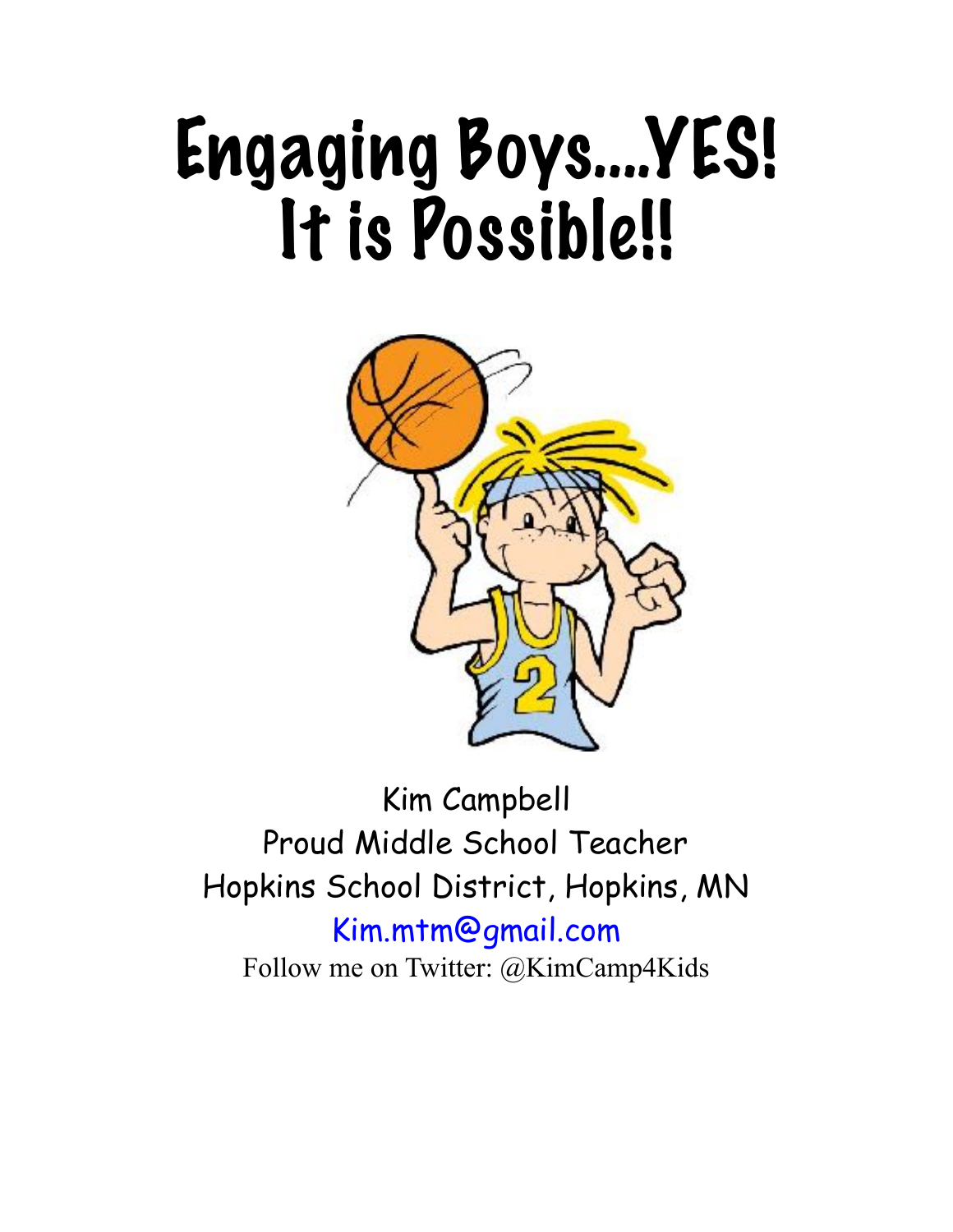# Engaging Boys....YES! It is Possible!!

Kim Campbell
Proud Middle School Teacher
Hopkins School District, Hopkins, MN
Kim.mtm@gmail.com
Follow me on Twitter: @KimCamp4Kids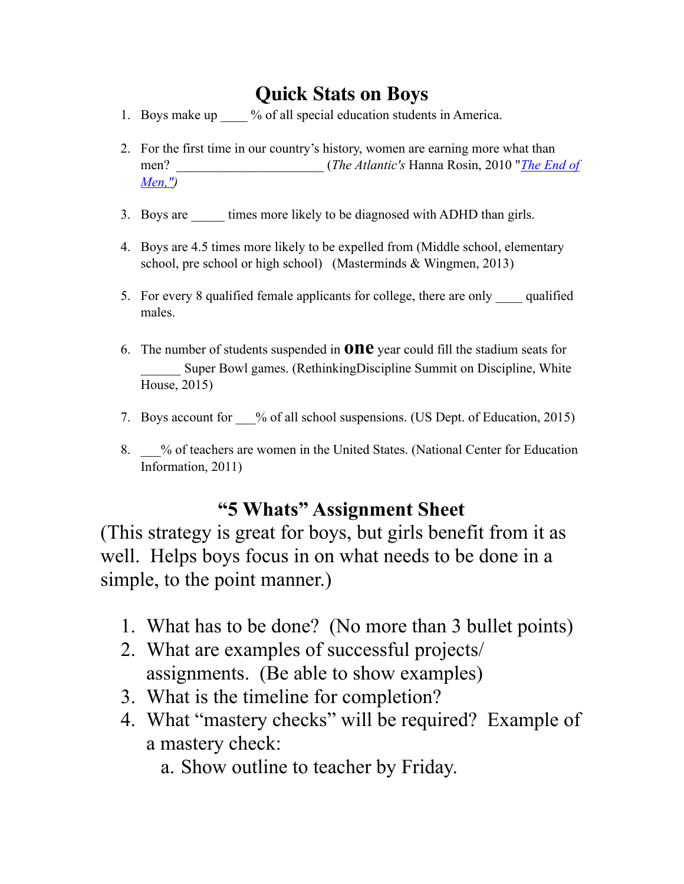# Quick Stats on Boys

1. Boys make up ____ % of all special education students in America.

2. For the first time in our country's history, women are earning more what than men? ______________________ (*The Atlantic's* Hanna Rosin, 2010 "*The End of Men,"*)

3. Boys are _____ times more likely to be diagnosed with ADHD than girls.

4. Boys are 4.5 times more likely to be expelled from (Middle school, elementary school, pre school or high school) (Masterminds & Wingmen, 2013)

5. For every 8 qualified female applicants for college, there are only ____ qualified males.

6. The number of students suspended in **one** year could fill the stadium seats for ______ Super Bowl games. (RethinkingDiscipline Summit on Discipline, White House, 2015)

7. Boys account for ___% of all school suspensions. (US Dept. of Education, 2015)

8. ___% of teachers are women in the United States. (National Center for Education Information, 2011)

## "5 Whats" Assignment Sheet

(This strategy is great for boys, but girls benefit from it as well. Helps boys focus in on what needs to be done in a simple, to the point manner.)

1. What has to be done? (No more than 3 bullet points)
2. What are examples of successful projects/ assignments. (Be able to show examples)
3. What is the timeline for completion?
4. What "mastery checks" will be required? Example of a mastery check:
   a. Show outline to teacher by Friday.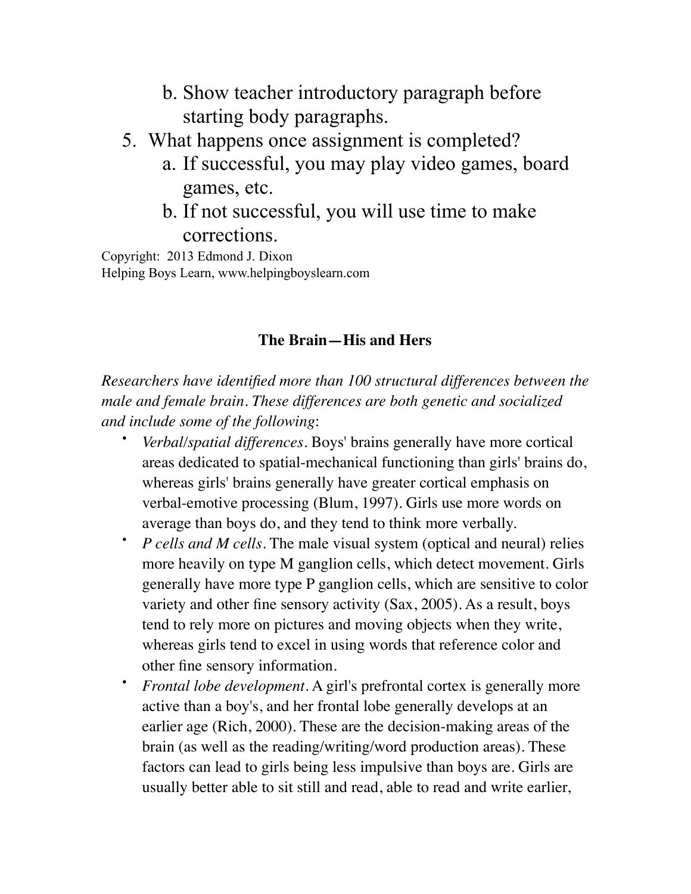b. Show teacher introductory paragraph before starting body paragraphs.

5. What happens once assignment is completed?
   a. If successful, you may play video games, board games, etc.
   b. If not successful, you will use time to make corrections.

Copyright: 2013 Edmond J. Dixon
Helping Boys Learn, www.helpingboyslearn.com

**The Brain—His and Hers**

*Researchers have identified more than 100 structural differences between the male and female brain. These differences are both genetic and socialized and include some of the following*:

- *Verbal/spatial differences*. Boys' brains generally have more cortical areas dedicated to spatial-mechanical functioning than girls' brains do, whereas girls' brains generally have greater cortical emphasis on verbal-emotive processing (Blum, 1997). Girls use more words on average than boys do, and they tend to think more verbally.
- *P cells and M cells*. The male visual system (optical and neural) relies more heavily on type M ganglion cells, which detect movement. Girls generally have more type P ganglion cells, which are sensitive to color variety and other fine sensory activity (Sax, 2005). As a result, boys tend to rely more on pictures and moving objects when they write, whereas girls tend to excel in using words that reference color and other fine sensory information.
- *Frontal lobe development*. A girl's prefrontal cortex is generally more active than a boy's, and her frontal lobe generally develops at an earlier age (Rich, 2000). These are the decision-making areas of the brain (as well as the reading/writing/word production areas). These factors can lead to girls being less impulsive than boys are. Girls are usually better able to sit still and read, able to read and write earlier,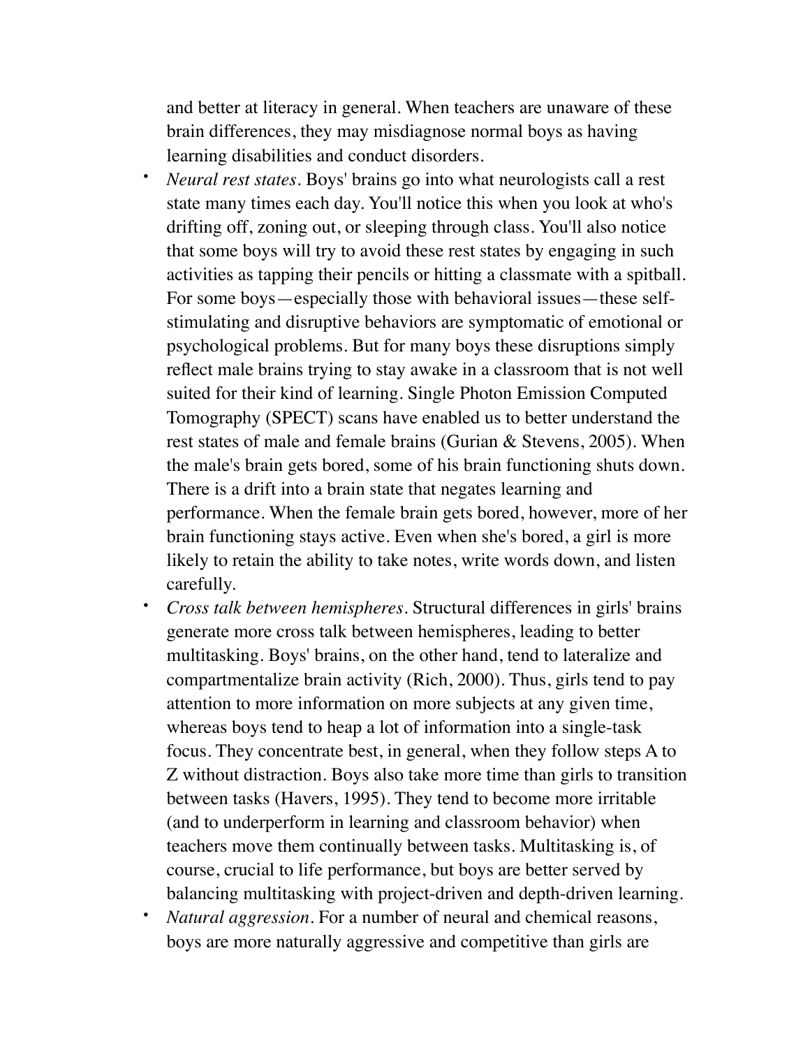and better at literacy in general. When teachers are unaware of these brain differences, they may misdiagnose normal boys as having learning disabilities and conduct disorders.

- *Neural rest states*. Boys' brains go into what neurologists call a rest state many times each day. You'll notice this when you look at who's drifting off, zoning out, or sleeping through class. You'll also notice that some boys will try to avoid these rest states by engaging in such activities as tapping their pencils or hitting a classmate with a spitball. For some boys—especially those with behavioral issues—these self-stimulating and disruptive behaviors are symptomatic of emotional or psychological problems. But for many boys these disruptions simply reflect male brains trying to stay awake in a classroom that is not well suited for their kind of learning. Single Photon Emission Computed Tomography (SPECT) scans have enabled us to better understand the rest states of male and female brains (Gurian & Stevens, 2005). When the male's brain gets bored, some of his brain functioning shuts down. There is a drift into a brain state that negates learning and performance. When the female brain gets bored, however, more of her brain functioning stays active. Even when she's bored, a girl is more likely to retain the ability to take notes, write words down, and listen carefully.
- *Cross talk between hemispheres*. Structural differences in girls' brains generate more cross talk between hemispheres, leading to better multitasking. Boys' brains, on the other hand, tend to lateralize and compartmentalize brain activity (Rich, 2000). Thus, girls tend to pay attention to more information on more subjects at any given time, whereas boys tend to heap a lot of information into a single-task focus. They concentrate best, in general, when they follow steps A to Z without distraction. Boys also take more time than girls to transition between tasks (Havers, 1995). They tend to become more irritable (and to underperform in learning and classroom behavior) when teachers move them continually between tasks. Multitasking is, of course, crucial to life performance, but boys are better served by balancing multitasking with project-driven and depth-driven learning.
- *Natural aggression*. For a number of neural and chemical reasons, boys are more naturally aggressive and competitive than girls are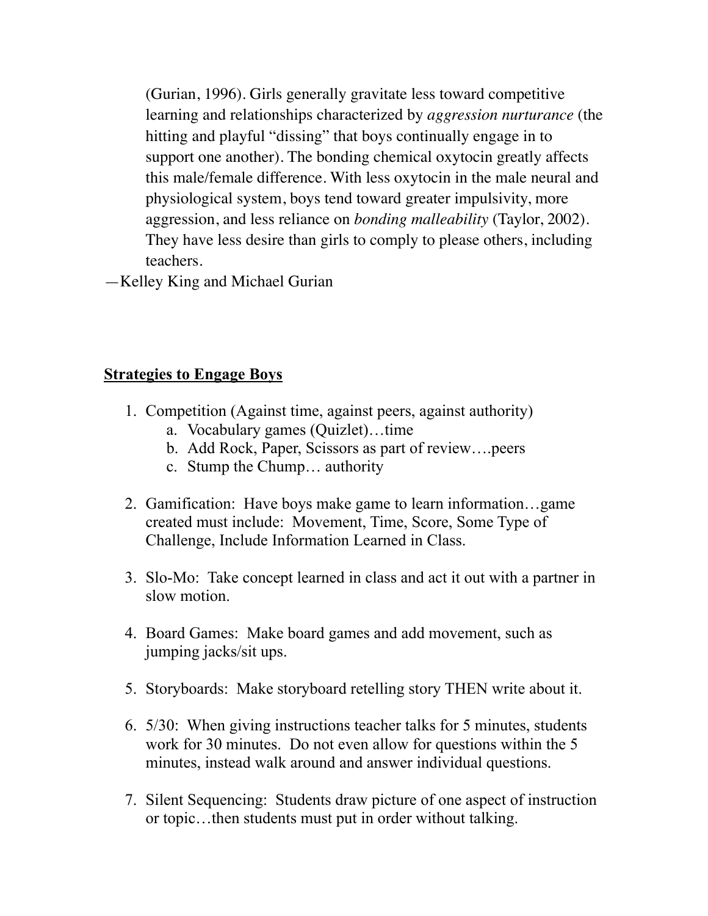> (Gurian, 1996). Girls generally gravitate less toward competitive learning and relationships characterized by *aggression nurturance* (the hitting and playful "dissing" that boys continually engage in to support one another). The bonding chemical oxytocin greatly affects this male/female difference. With less oxytocin in the male neural and physiological system, boys tend toward greater impulsivity, more aggression, and less reliance on *bonding malleability* (Taylor, 2002). They have less desire than girls to comply to please others, including teachers.
>
> —Kelley King and Michael Gurian

## **Strategies to Engage Boys**

1. Competition (Against time, against peers, against authority)
   a. Vocabulary games (Quizlet)…time
   b. Add Rock, Paper, Scissors as part of review….peers
   c. Stump the Chump… authority

2. Gamification: Have boys make game to learn information…game created must include: Movement, Time, Score, Some Type of Challenge, Include Information Learned in Class.

3. Slo-Mo: Take concept learned in class and act it out with a partner in slow motion.

4. Board Games: Make board games and add movement, such as jumping jacks/sit ups.

5. Storyboards: Make storyboard retelling story THEN write about it.

6. 5/30: When giving instructions teacher talks for 5 minutes, students work for 30 minutes. Do not even allow for questions within the 5 minutes, instead walk around and answer individual questions.

7. Silent Sequencing: Students draw picture of one aspect of instruction or topic…then students must put in order without talking.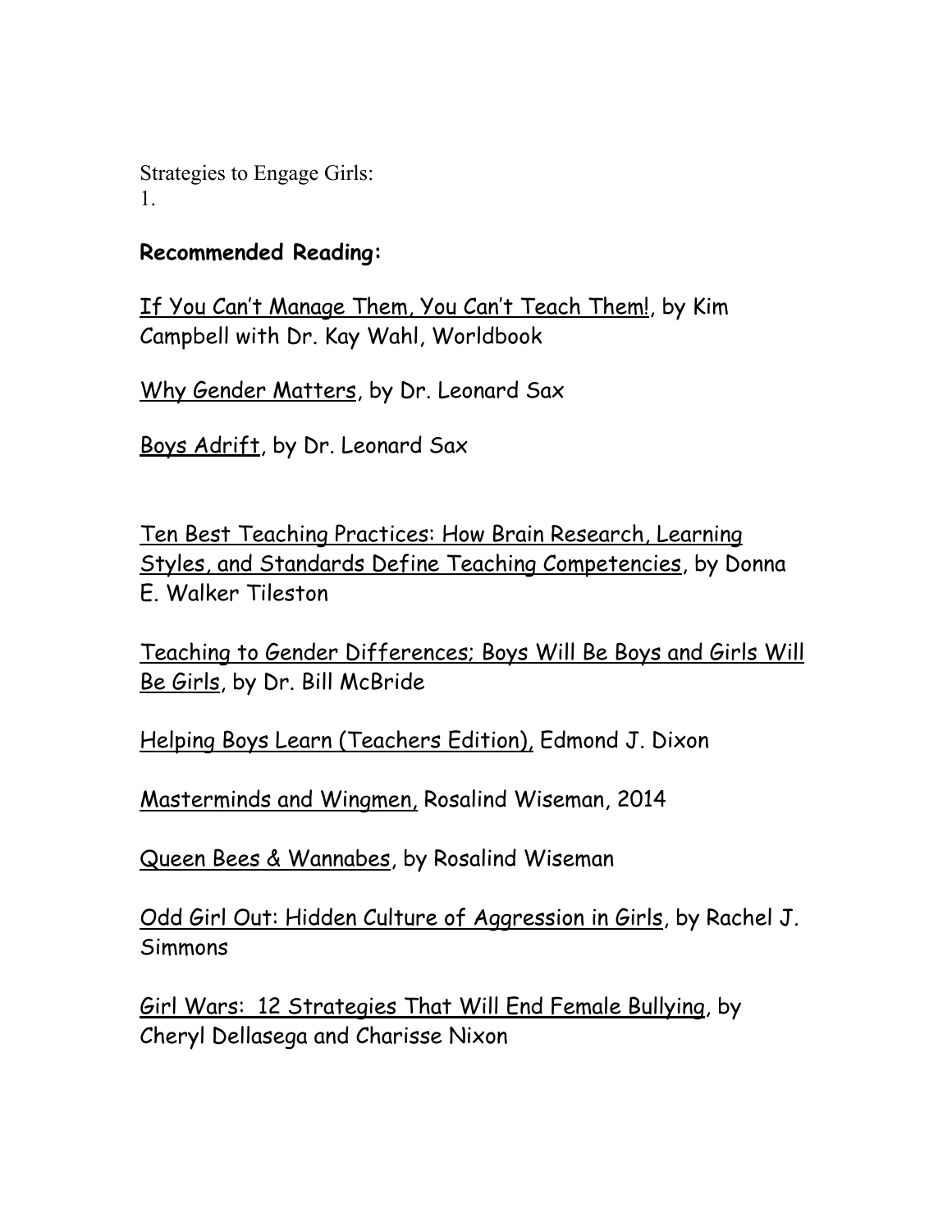Strategies to Engage Girls:

1.

**Recommended Reading:**

If You Can't Manage Them, You Can't Teach Them!, by Kim Campbell with Dr. Kay Wahl, Worldbook

Why Gender Matters, by Dr. Leonard Sax

Boys Adrift, by Dr. Leonard Sax

Ten Best Teaching Practices: How Brain Research, Learning Styles, and Standards Define Teaching Competencies, by Donna E. Walker Tileston

Teaching to Gender Differences; Boys Will Be Boys and Girls Will Be Girls, by Dr. Bill McBride

Helping Boys Learn (Teachers Edition), Edmond J. Dixon

Masterminds and Wingmen, Rosalind Wiseman, 2014

Queen Bees & Wannabes, by Rosalind Wiseman

Odd Girl Out: Hidden Culture of Aggression in Girls, by Rachel J. Simmons

Girl Wars: 12 Strategies That Will End Female Bullying, by Cheryl Dellasega and Charisse Nixon